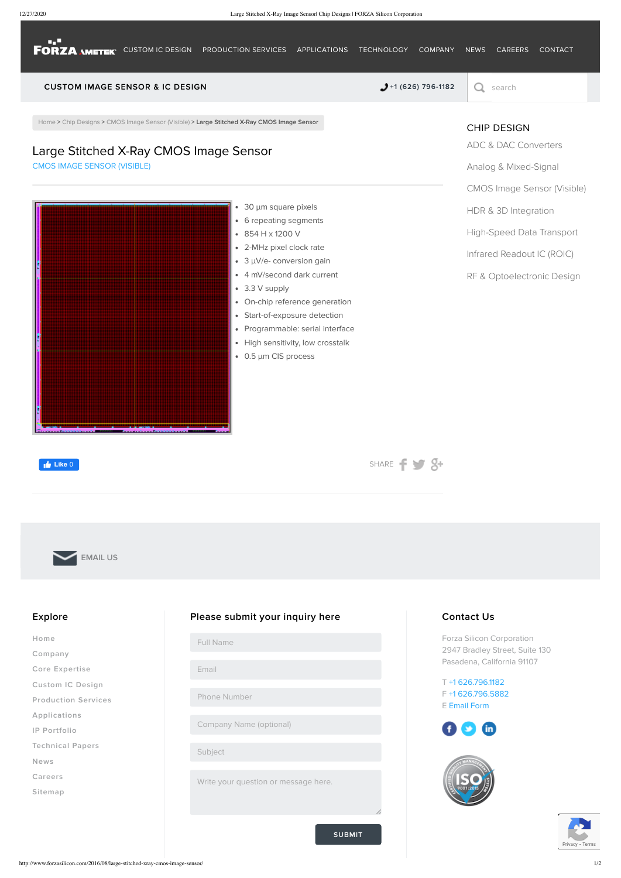CUSTOM IC DESIGN PRODUCTION SERVICES APPLICATIONS TECHNOLOGY COMPANY NEWS CAREERS CONTACT

**CUSTOM IMAGE SENSOR & IC DESIGN** +1 (626) 796-1182

Home > Chip Designs > CMOS Image Sensor (Visible) > **Large Stitched X-Ray CMOS Image Sensor**

# Large Stitched X-Ray CMOS Image Sensor

CMOS IMAGE SENSOR (VISIBLE)

- 30 µm square pixels
- 6 repeating segments
- 854 H x 1200 V
- 2-MHz pixel clock rate
- 3 µV/e- conversion gain
- 4 mV/second dark current
- 3.3 V supply
- On-chip reference generation
- Start-of-exposure detection
- Programmable: serial interface
- High sensitivity, low crosstalk
- 0.5 µm CIS process

Like 0

SHARE

## CHIP DESIGN

- ADC & DAC Converters
- Analog & Mixed-Signal
- CMOS Image Sensor (Visible)
- HDR & 3D Integration
- High-Speed Data Transport
- Infrared Readout IC (ROIC)
- RF & Optoelectronic Design

EMAIL US

## Explore

- Home
- Company
- Core Expertise
- Custom IC Design
- Production Services
- Applications
- IP Portfolio
- Technical Papers
- News
- Careers
- Sitemap

## Please submit your inquiry here

Full Name

Email

Phone Number

Company Name (optional)

Subject

Write your question or message here.

SUBMIT

## Contact Us

Forza Silicon Corporation
2947 Bradley Street, Suite 130
Pasadena, California 91107

T +1 626.796.1182
F +1 626.796.5882
E Email Form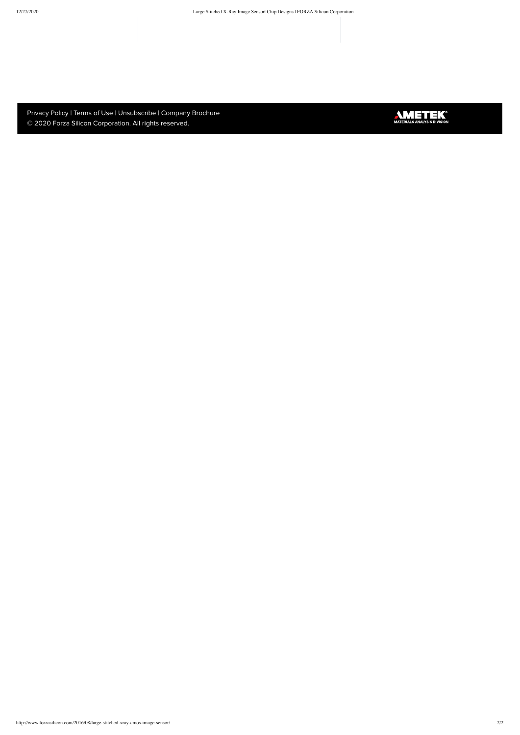Privacy Policy | Terms of Use | Unsubscribe | Company Brochure
© 2020 Forza Silicon Corporation. All rights reserved.

AMETEK®
MATERIALS ANALYSIS DIVISION